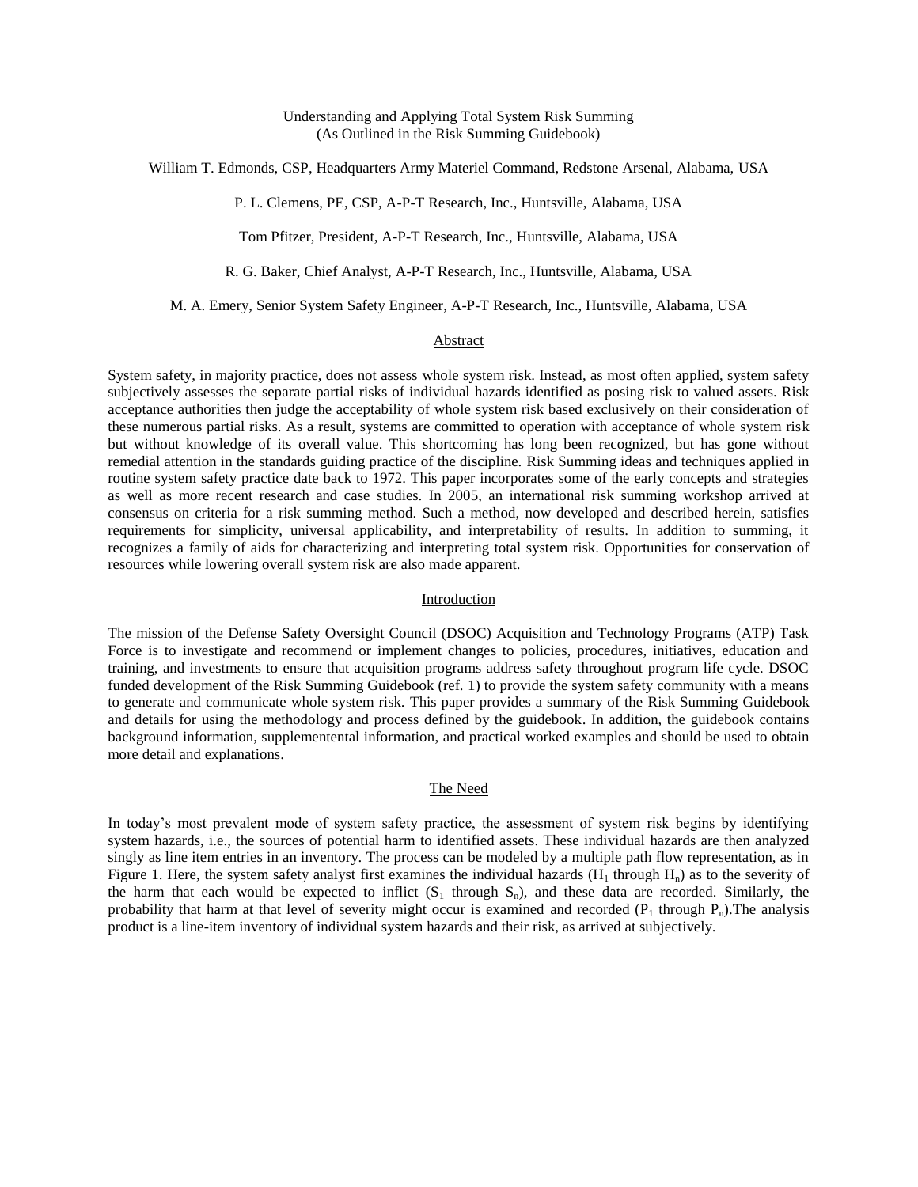# Understanding and Applying Total System Risk Summing
(As Outlined in the Risk Summing Guidebook)

William T. Edmonds, CSP, Headquarters Army Materiel Command, Redstone Arsenal, Alabama, USA

P. L. Clemens, PE, CSP, A-P-T Research, Inc., Huntsville, Alabama, USA

Tom Pfitzer, President, A-P-T Research, Inc., Huntsville, Alabama, USA

R. G. Baker, Chief Analyst, A-P-T Research, Inc., Huntsville, Alabama, USA

M. A. Emery, Senior System Safety Engineer, A-P-T Research, Inc., Huntsville, Alabama, USA

## Abstract

System safety, in majority practice, does not assess whole system risk. Instead, as most often applied, system safety subjectively assesses the separate partial risks of individual hazards identified as posing risk to valued assets. Risk acceptance authorities then judge the acceptability of whole system risk based exclusively on their consideration of these numerous partial risks. As a result, systems are committed to operation with acceptance of whole system risk but without knowledge of its overall value. This shortcoming has long been recognized, but has gone without remedial attention in the standards guiding practice of the discipline. Risk Summing ideas and techniques applied in routine system safety practice date back to 1972. This paper incorporates some of the early concepts and strategies as well as more recent research and case studies. In 2005, an international risk summing workshop arrived at consensus on criteria for a risk summing method. Such a method, now developed and described herein, satisfies requirements for simplicity, universal applicability, and interpretability of results. In addition to summing, it recognizes a family of aids for characterizing and interpreting total system risk. Opportunities for conservation of resources while lowering overall system risk are also made apparent.

## Introduction

The mission of the Defense Safety Oversight Council (DSOC) Acquisition and Technology Programs (ATP) Task Force is to investigate and recommend or implement changes to policies, procedures, initiatives, education and training, and investments to ensure that acquisition programs address safety throughout program life cycle. DSOC funded development of the Risk Summing Guidebook (ref. 1) to provide the system safety community with a means to generate and communicate whole system risk. This paper provides a summary of the Risk Summing Guidebook and details for using the methodology and process defined by the guidebook. In addition, the guidebook contains background information, supplementental information, and practical worked examples and should be used to obtain more detail and explanations.

## The Need

In today's most prevalent mode of system safety practice, the assessment of system risk begins by identifying system hazards, i.e., the sources of potential harm to identified assets. These individual hazards are then analyzed singly as line item entries in an inventory. The process can be modeled by a multiple path flow representation, as in Figure 1. Here, the system safety analyst first examines the individual hazards ($H_1$ through $H_n$) as to the severity of the harm that each would be expected to inflict ($S_1$ through $S_n$), and these data are recorded. Similarly, the probability that harm at that level of severity might occur is examined and recorded ($P_1$ through $P_n$).The analysis product is a line-item inventory of individual system hazards and their risk, as arrived at subjectively.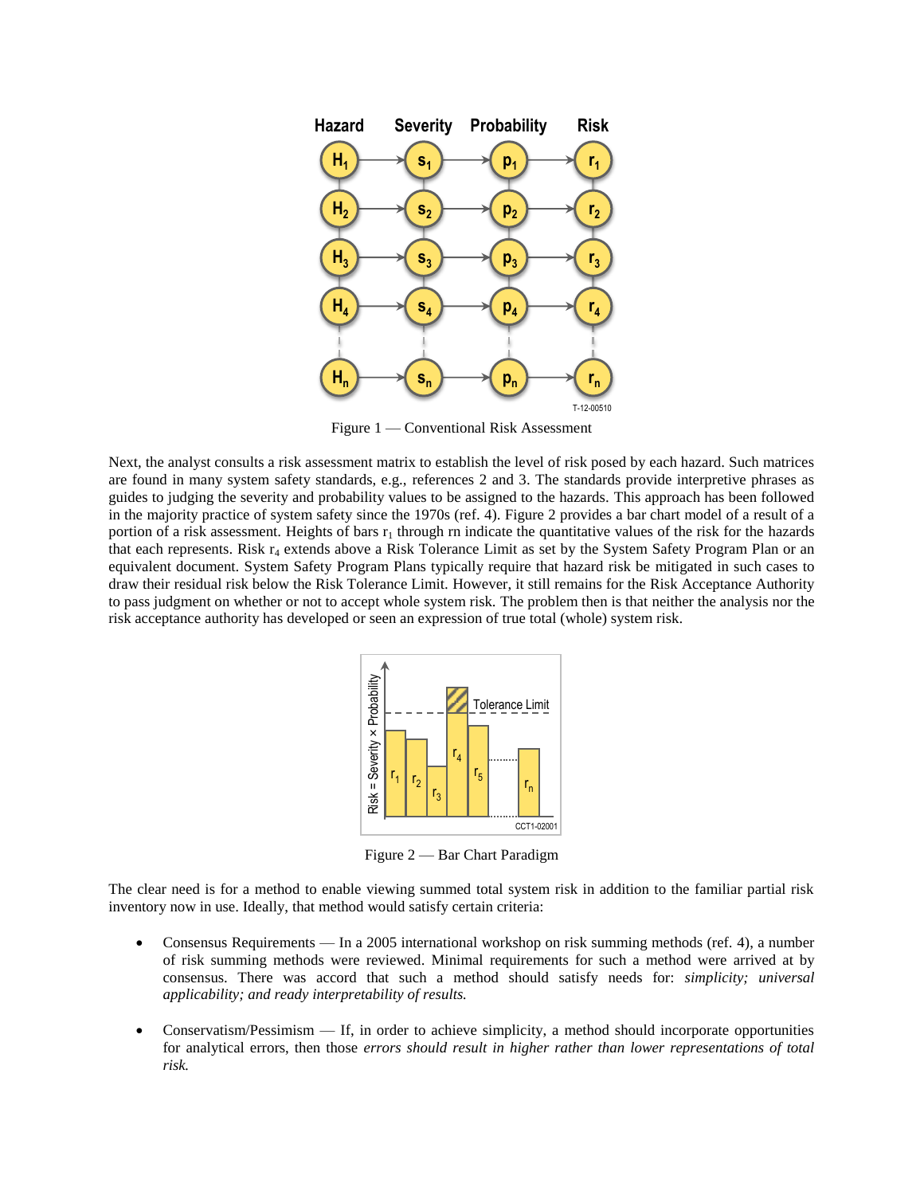Figure 1 — Conventional Risk Assessment

Next, the analyst consults a risk assessment matrix to establish the level of risk posed by each hazard. Such matrices are found in many system safety standards, e.g., references 2 and 3. The standards provide interpretive phrases as guides to judging the severity and probability values to be assigned to the hazards. This approach has been followed in the majority practice of system safety since the 1970s (ref. 4). Figure 2 provides a bar chart model of a result of a portion of a risk assessment. Heights of bars $r_1$ through rn indicate the quantitative values of the risk for the hazards that each represents. Risk $r_4$ extends above a Risk Tolerance Limit as set by the System Safety Program Plan or an equivalent document. System Safety Program Plans typically require that hazard risk be mitigated in such cases to draw their residual risk below the Risk Tolerance Limit. However, it still remains for the Risk Acceptance Authority to pass judgment on whether or not to accept whole system risk. The problem then is that neither the analysis nor the risk acceptance authority has developed or seen an expression of true total (whole) system risk.

Figure 2 — Bar Chart Paradigm

The clear need is for a method to enable viewing summed total system risk in addition to the familiar partial risk inventory now in use. Ideally, that method would satisfy certain criteria:

- Consensus Requirements — In a 2005 international workshop on risk summing methods (ref. 4), a number of risk summing methods were reviewed. Minimal requirements for such a method were arrived at by consensus. There was accord that such a method should satisfy needs for: *simplicity; universal applicability; and ready interpretability of results.*

- Conservatism/Pessimism — If, in order to achieve simplicity, a method should incorporate opportunities for analytical errors, then those *errors should result in higher rather than lower representations of total risk.*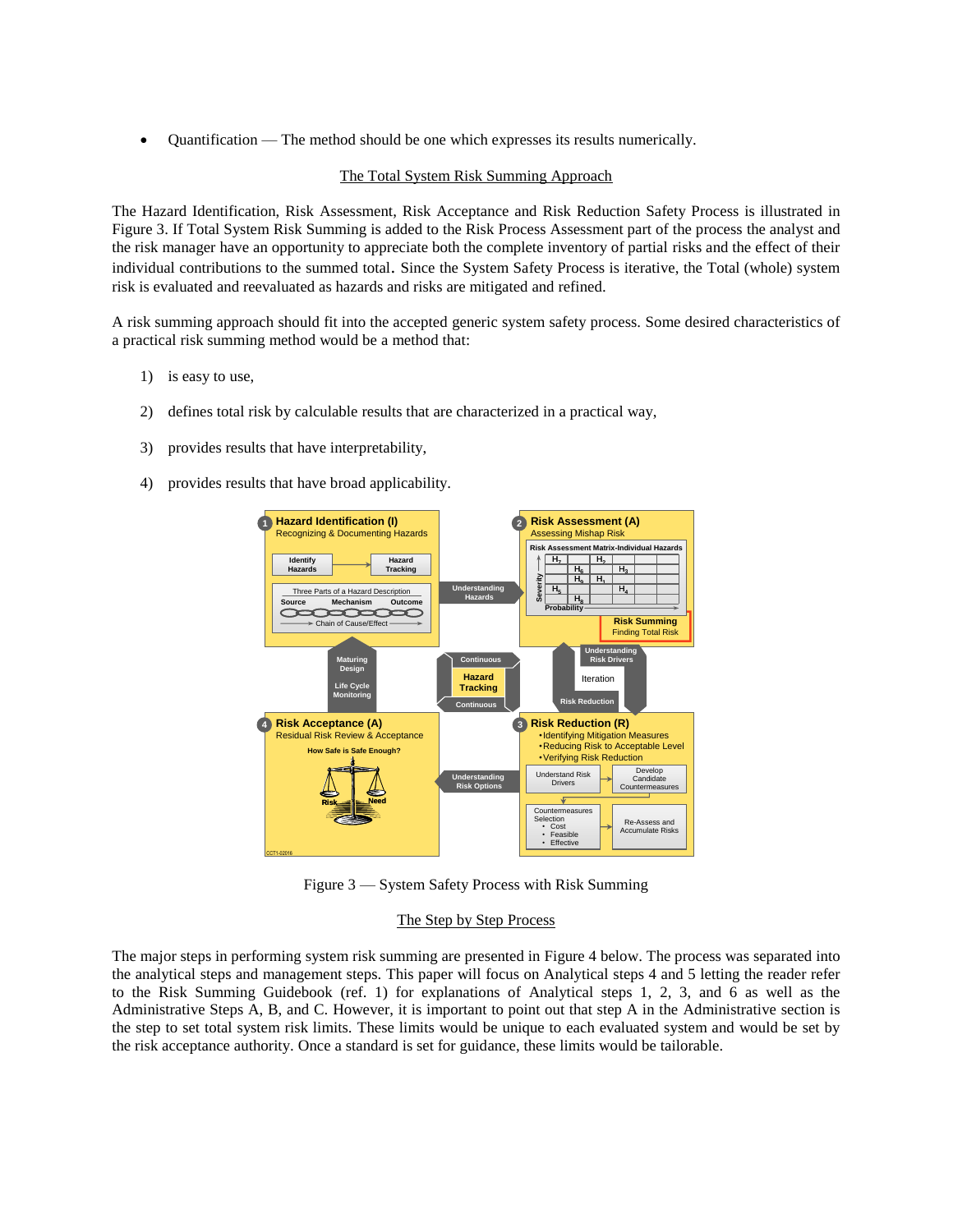- Quantification — The method should be one which expresses its results numerically.

The Total System Risk Summing Approach

The Hazard Identification, Risk Assessment, Risk Acceptance and Risk Reduction Safety Process is illustrated in Figure 3. If Total System Risk Summing is added to the Risk Process Assessment part of the process the analyst and the risk manager have an opportunity to appreciate both the complete inventory of partial risks and the effect of their individual contributions to the summed total. Since the System Safety Process is iterative, the Total (whole) system risk is evaluated and reevaluated as hazards and risks are mitigated and refined.

A risk summing approach should fit into the accepted generic system safety process. Some desired characteristics of a practical risk summing method would be a method that:

1) is easy to use,

2) defines total risk by calculable results that are characterized in a practical way,

3) provides results that have interpretability,

4) provides results that have broad applicability.

Figure 3 — System Safety Process with Risk Summing

The Step by Step Process

The major steps in performing system risk summing are presented in Figure 4 below. The process was separated into the analytical steps and management steps. This paper will focus on Analytical steps 4 and 5 letting the reader refer to the Risk Summing Guidebook (ref. 1) for explanations of Analytical steps 1, 2, 3, and 6 as well as the Administrative Steps A, B, and C. However, it is important to point out that step A in the Administrative section is the step to set total system risk limits. These limits would be unique to each evaluated system and would be set by the risk acceptance authority. Once a standard is set for guidance, these limits would be tailorable.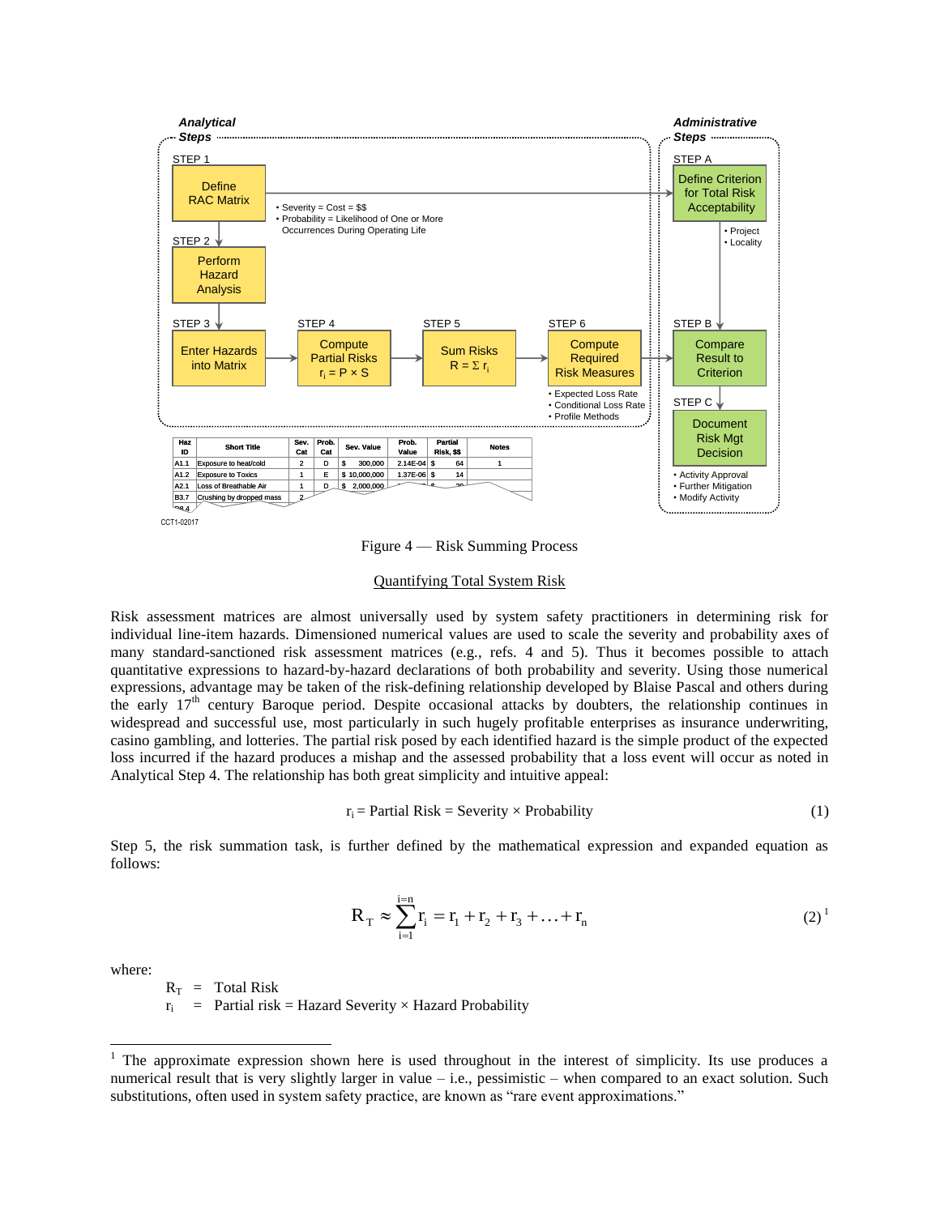**Analytical Steps**

STEP 1 — Define RAC Matrix
- Severity = Cost = $$
- Probability = Likelihood of One or More Occurrences During Operating Life

STEP 2 — Perform Hazard Analysis

STEP 3 — Enter Hazards into Matrix

STEP 4 — Compute Partial Risks $r_i = P \times S$

STEP 5 — Sum Risks $R = \Sigma r_i$

STEP 6 — Compute Required Risk Measures
- Expected Loss Rate
- Conditional Loss Rate
- Profile Methods

**Administrative Steps**

STEP A — Define Criterion for Total Risk Acceptability
- Project
- Locality

STEP B — Compare Result to Criterion

STEP C — Document Risk Mgt Decision
- Activity Approval
- Further Mitigation
- Modify Activity

| Haz ID | Short Title | Sev. Cat | Prob. Cat | Sev. Value | Prob. Value | Partial Risk, $$ | Notes |
|---|---|---|---|---|---|---|---|
| A1.1 | Exposure to heat/cold | 2 | D | $ 300,000 | 2.14E-04 | $ 64 | 1 |
| A1.2 | Exposure to Toxics | 1 | E | $ 10,000,000 | 1.37E-06 | $ 14 | |
| A2.1 | Loss of Breathable Air | 1 | D | $ 2,000,000 | | $ 20 | |
| B3.7 | Crushing by dropped mass | 2 | | | | | |

CCT1-02017

Figure 4 — Risk Summing Process

## Quantifying Total System Risk

Risk assessment matrices are almost universally used by system safety practitioners in determining risk for individual line-item hazards. Dimensioned numerical values are used to scale the severity and probability axes of many standard-sanctioned risk assessment matrices (e.g., refs. 4 and 5). Thus it becomes possible to attach quantitative expressions to hazard-by-hazard declarations of both probability and severity. Using those numerical expressions, advantage may be taken of the risk-defining relationship developed by Blaise Pascal and others during the early 17th century Baroque period. Despite occasional attacks by doubters, the relationship continues in widespread and successful use, most particularly in such hugely profitable enterprises as insurance underwriting, casino gambling, and lotteries. The partial risk posed by each identified hazard is the simple product of the expected loss incurred if the hazard produces a mishap and the assessed probability that a loss event will occur as noted in Analytical Step 4. The relationship has both great simplicity and intuitive appeal:

$$r_i = \text{Partial Risk} = \text{Severity} \times \text{Probability} \quad (1)$$

Step 5, the risk summation task, is further defined by the mathematical expression and expanded equation as follows:

$$R_T \approx \sum_{i=1}^{i=n} r_i = r_1 + r_2 + r_3 + \ldots + r_n \quad (2)^{1}$$

where:

$R_T$ = Total Risk

$r_i$ = Partial risk = Hazard Severity × Hazard Probability

---

[1] The approximate expression shown here is used throughout in the interest of simplicity. Its use produces a numerical result that is very slightly larger in value – i.e., pessimistic – when compared to an exact solution. Such substitutions, often used in system safety practice, are known as "rare event approximations."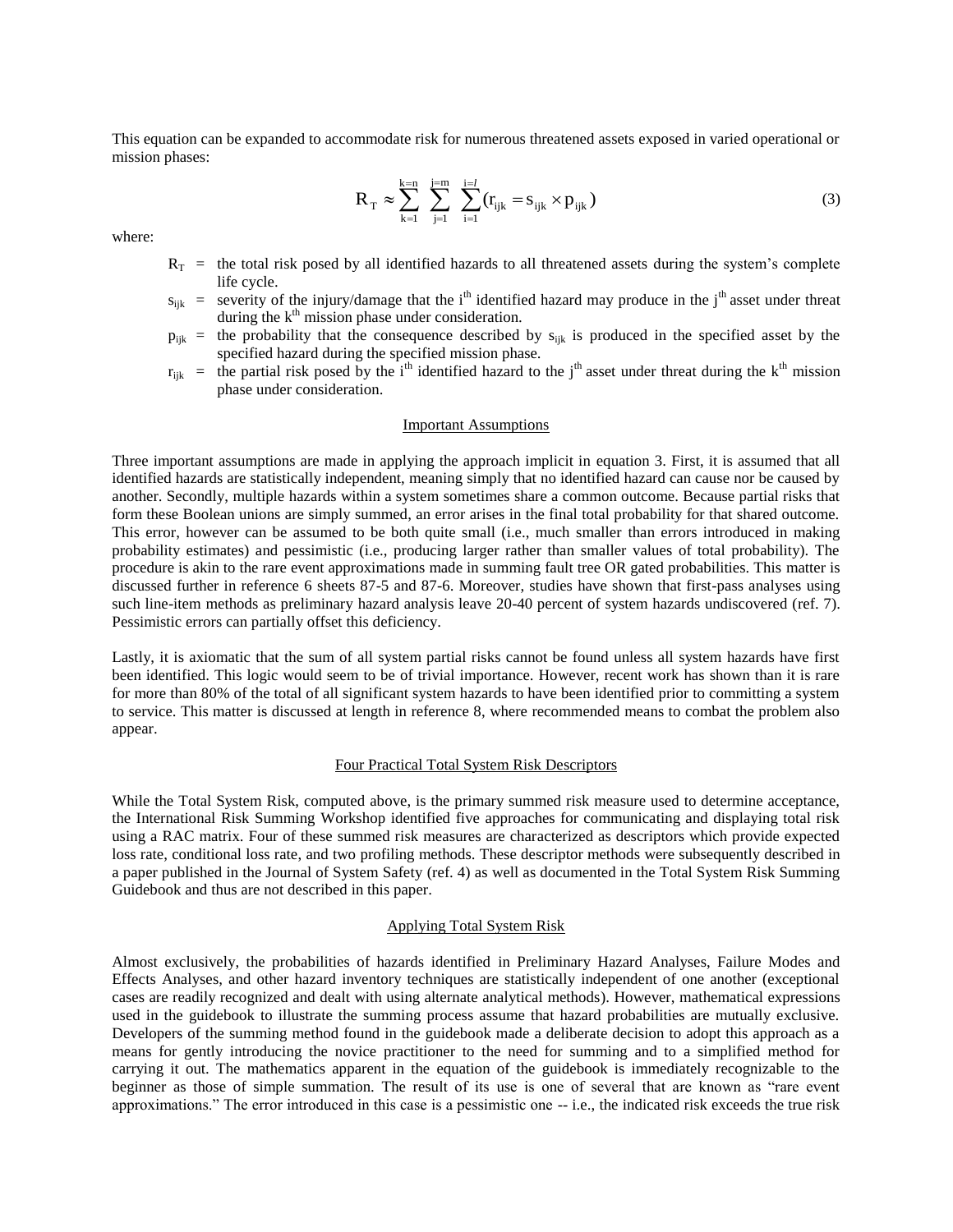This equation can be expanded to accommodate risk for numerous threatened assets exposed in varied operational or mission phases:

$$R_T \approx \sum_{k=1}^{k=n} \sum_{j=1}^{j=m} \sum_{i=1}^{i=l} (r_{ijk} = s_{ijk} \times p_{ijk}) \tag{3}$$

where:

- $R_T$ = the total risk posed by all identified hazards to all threatened assets during the system's complete life cycle.
- $s_{ijk}$ = severity of the injury/damage that the $i^{th}$ identified hazard may produce in the $j^{th}$ asset under threat during the $k^{th}$ mission phase under consideration.
- $p_{ijk}$ = the probability that the consequence described by $s_{ijk}$ is produced in the specified asset by the specified hazard during the specified mission phase.
- $r_{ijk}$ = the partial risk posed by the $i^{th}$ identified hazard to the $j^{th}$ asset under threat during the $k^{th}$ mission phase under consideration.

## Important Assumptions

Three important assumptions are made in applying the approach implicit in equation 3. First, it is assumed that all identified hazards are statistically independent, meaning simply that no identified hazard can cause nor be caused by another. Secondly, multiple hazards within a system sometimes share a common outcome. Because partial risks that form these Boolean unions are simply summed, an error arises in the final total probability for that shared outcome. This error, however can be assumed to be both quite small (i.e., much smaller than errors introduced in making probability estimates) and pessimistic (i.e., producing larger rather than smaller values of total probability). The procedure is akin to the rare event approximations made in summing fault tree OR gated probabilities. This matter is discussed further in reference 6 sheets 87-5 and 87-6. Moreover, studies have shown that first-pass analyses using such line-item methods as preliminary hazard analysis leave 20-40 percent of system hazards undiscovered (ref. 7). Pessimistic errors can partially offset this deficiency.

Lastly, it is axiomatic that the sum of all system partial risks cannot be found unless all system hazards have first been identified. This logic would seem to be of trivial importance. However, recent work has shown than it is rare for more than 80% of the total of all significant system hazards to have been identified prior to committing a system to service. This matter is discussed at length in reference 8, where recommended means to combat the problem also appear.

## Four Practical Total System Risk Descriptors

While the Total System Risk, computed above, is the primary summed risk measure used to determine acceptance, the International Risk Summing Workshop identified five approaches for communicating and displaying total risk using a RAC matrix. Four of these summed risk measures are characterized as descriptors which provide expected loss rate, conditional loss rate, and two profiling methods. These descriptor methods were subsequently described in a paper published in the Journal of System Safety (ref. 4) as well as documented in the Total System Risk Summing Guidebook and thus are not described in this paper.

## Applying Total System Risk

Almost exclusively, the probabilities of hazards identified in Preliminary Hazard Analyses, Failure Modes and Effects Analyses, and other hazard inventory techniques are statistically independent of one another (exceptional cases are readily recognized and dealt with using alternate analytical methods). However, mathematical expressions used in the guidebook to illustrate the summing process assume that hazard probabilities are mutually exclusive. Developers of the summing method found in the guidebook made a deliberate decision to adopt this approach as a means for gently introducing the novice practitioner to the need for summing and to a simplified method for carrying it out. The mathematics apparent in the equation of the guidebook is immediately recognizable to the beginner as those of simple summation. The result of its use is one of several that are known as "rare event approximations." The error introduced in this case is a pessimistic one -- i.e., the indicated risk exceeds the true risk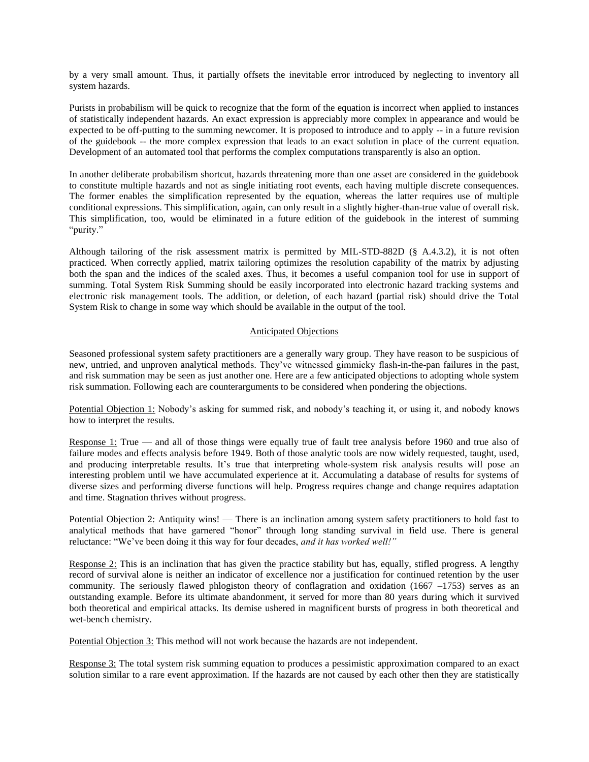by a very small amount. Thus, it partially offsets the inevitable error introduced by neglecting to inventory all system hazards.

Purists in probabilism will be quick to recognize that the form of the equation is incorrect when applied to instances of statistically independent hazards. An exact expression is appreciably more complex in appearance and would be expected to be off-putting to the summing newcomer. It is proposed to introduce and to apply -- in a future revision of the guidebook -- the more complex expression that leads to an exact solution in place of the current equation. Development of an automated tool that performs the complex computations transparently is also an option.

In another deliberate probabilism shortcut, hazards threatening more than one asset are considered in the guidebook to constitute multiple hazards and not as single initiating root events, each having multiple discrete consequences. The former enables the simplification represented by the equation, whereas the latter requires use of multiple conditional expressions. This simplification, again, can only result in a slightly higher-than-true value of overall risk. This simplification, too, would be eliminated in a future edition of the guidebook in the interest of summing "purity."

Although tailoring of the risk assessment matrix is permitted by MIL-STD-882D (§ A.4.3.2), it is not often practiced. When correctly applied, matrix tailoring optimizes the resolution capability of the matrix by adjusting both the span and the indices of the scaled axes. Thus, it becomes a useful companion tool for use in support of summing. Total System Risk Summing should be easily incorporated into electronic hazard tracking systems and electronic risk management tools. The addition, or deletion, of each hazard (partial risk) should drive the Total System Risk to change in some way which should be available in the output of the tool.

## Anticipated Objections

Seasoned professional system safety practitioners are a generally wary group. They have reason to be suspicious of new, untried, and unproven analytical methods. They've witnessed gimmicky flash-in-the-pan failures in the past, and risk summation may be seen as just another one. Here are a few anticipated objections to adopting whole system risk summation. Following each are counterarguments to be considered when pondering the objections.

Potential Objection 1: Nobody's asking for summed risk, and nobody's teaching it, or using it, and nobody knows how to interpret the results.

Response 1: True — and all of those things were equally true of fault tree analysis before 1960 and true also of failure modes and effects analysis before 1949. Both of those analytic tools are now widely requested, taught, used, and producing interpretable results. It's true that interpreting whole-system risk analysis results will pose an interesting problem until we have accumulated experience at it. Accumulating a database of results for systems of diverse sizes and performing diverse functions will help. Progress requires change and change requires adaptation and time. Stagnation thrives without progress.

Potential Objection 2: Antiquity wins! — There is an inclination among system safety practitioners to hold fast to analytical methods that have garnered "honor" through long standing survival in field use. There is general reluctance: "We've been doing it this way for four decades, *and it has worked well!"*

Response 2: This is an inclination that has given the practice stability but has, equally, stifled progress. A lengthy record of survival alone is neither an indicator of excellence nor a justification for continued retention by the user community. The seriously flawed phlogiston theory of conflagration and oxidation (1667 –1753) serves as an outstanding example. Before its ultimate abandonment, it served for more than 80 years during which it survived both theoretical and empirical attacks. Its demise ushered in magnificent bursts of progress in both theoretical and wet-bench chemistry.

Potential Objection 3: This method will not work because the hazards are not independent.

Response 3: The total system risk summing equation to produces a pessimistic approximation compared to an exact solution similar to a rare event approximation. If the hazards are not caused by each other then they are statistically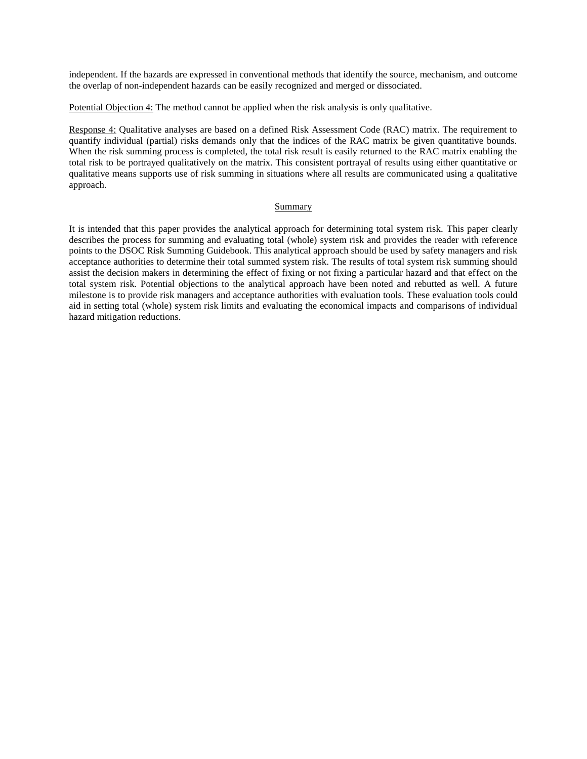independent. If the hazards are expressed in conventional methods that identify the source, mechanism, and outcome the overlap of non-independent hazards can be easily recognized and merged or dissociated.

Potential Objection 4: The method cannot be applied when the risk analysis is only qualitative.

Response 4: Qualitative analyses are based on a defined Risk Assessment Code (RAC) matrix. The requirement to quantify individual (partial) risks demands only that the indices of the RAC matrix be given quantitative bounds. When the risk summing process is completed, the total risk result is easily returned to the RAC matrix enabling the total risk to be portrayed qualitatively on the matrix. This consistent portrayal of results using either quantitative or qualitative means supports use of risk summing in situations where all results are communicated using a qualitative approach.

## Summary

It is intended that this paper provides the analytical approach for determining total system risk. This paper clearly describes the process for summing and evaluating total (whole) system risk and provides the reader with reference points to the DSOC Risk Summing Guidebook. This analytical approach should be used by safety managers and risk acceptance authorities to determine their total summed system risk. The results of total system risk summing should assist the decision makers in determining the effect of fixing or not fixing a particular hazard and that effect on the total system risk. Potential objections to the analytical approach have been noted and rebutted as well. A future milestone is to provide risk managers and acceptance authorities with evaluation tools. These evaluation tools could aid in setting total (whole) system risk limits and evaluating the economical impacts and comparisons of individual hazard mitigation reductions.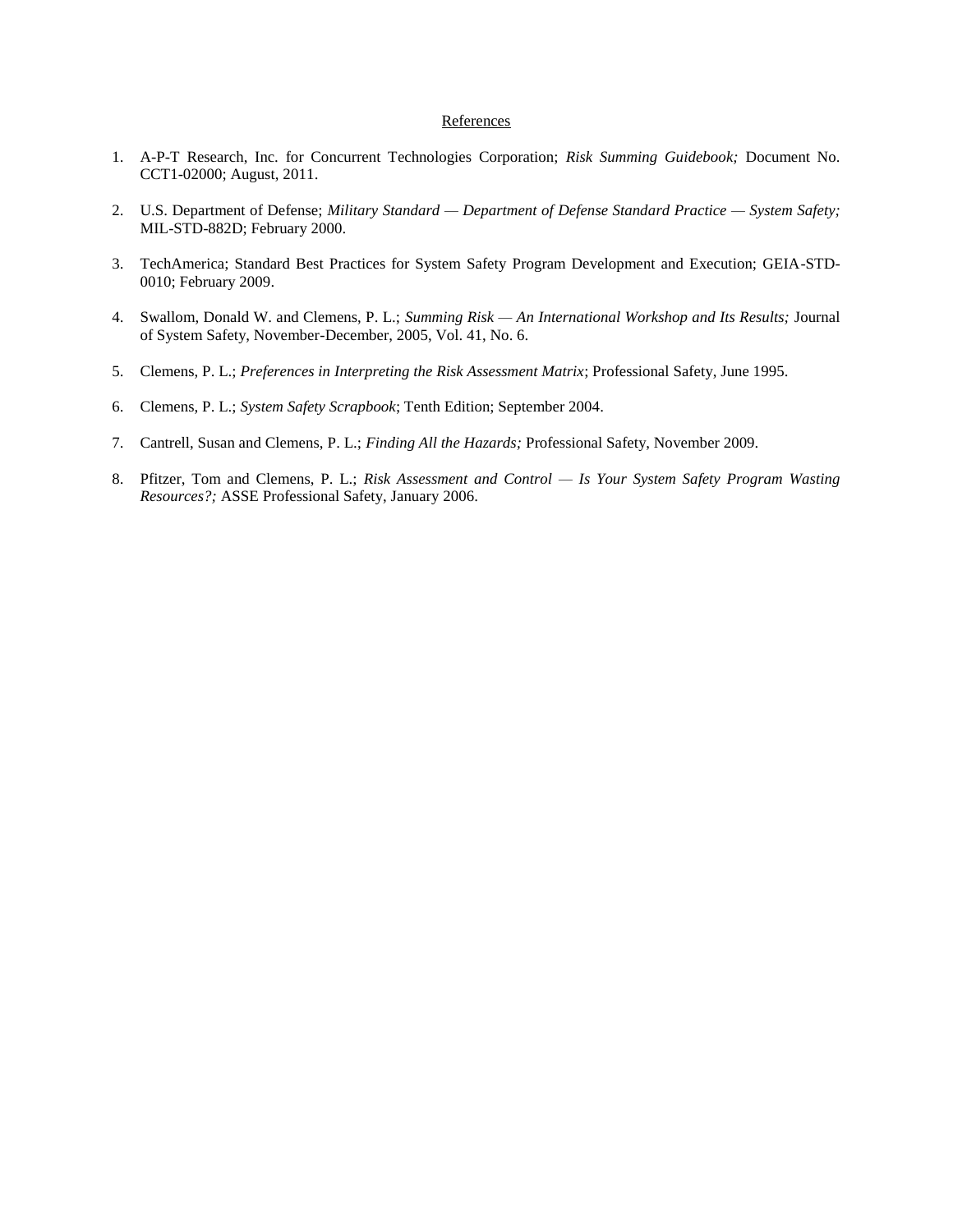## References

1. A-P-T Research, Inc. for Concurrent Technologies Corporation; *Risk Summing Guidebook;* Document No. CCT1-02000; August, 2011.

2. U.S. Department of Defense; *Military Standard — Department of Defense Standard Practice — System Safety;* MIL-STD-882D; February 2000.

3. TechAmerica; Standard Best Practices for System Safety Program Development and Execution; GEIA-STD-0010; February 2009.

4. Swallom, Donald W. and Clemens, P. L.; *Summing Risk — An International Workshop and Its Results;* Journal of System Safety, November-December, 2005, Vol. 41, No. 6.

5. Clemens, P. L.; *Preferences in Interpreting the Risk Assessment Matrix*; Professional Safety, June 1995.

6. Clemens, P. L.; *System Safety Scrapbook*; Tenth Edition; September 2004.

7. Cantrell, Susan and Clemens, P. L.; *Finding All the Hazards;* Professional Safety, November 2009.

8. Pfitzer, Tom and Clemens, P. L.; *Risk Assessment and Control — Is Your System Safety Program Wasting Resources?;* ASSE Professional Safety, January 2006.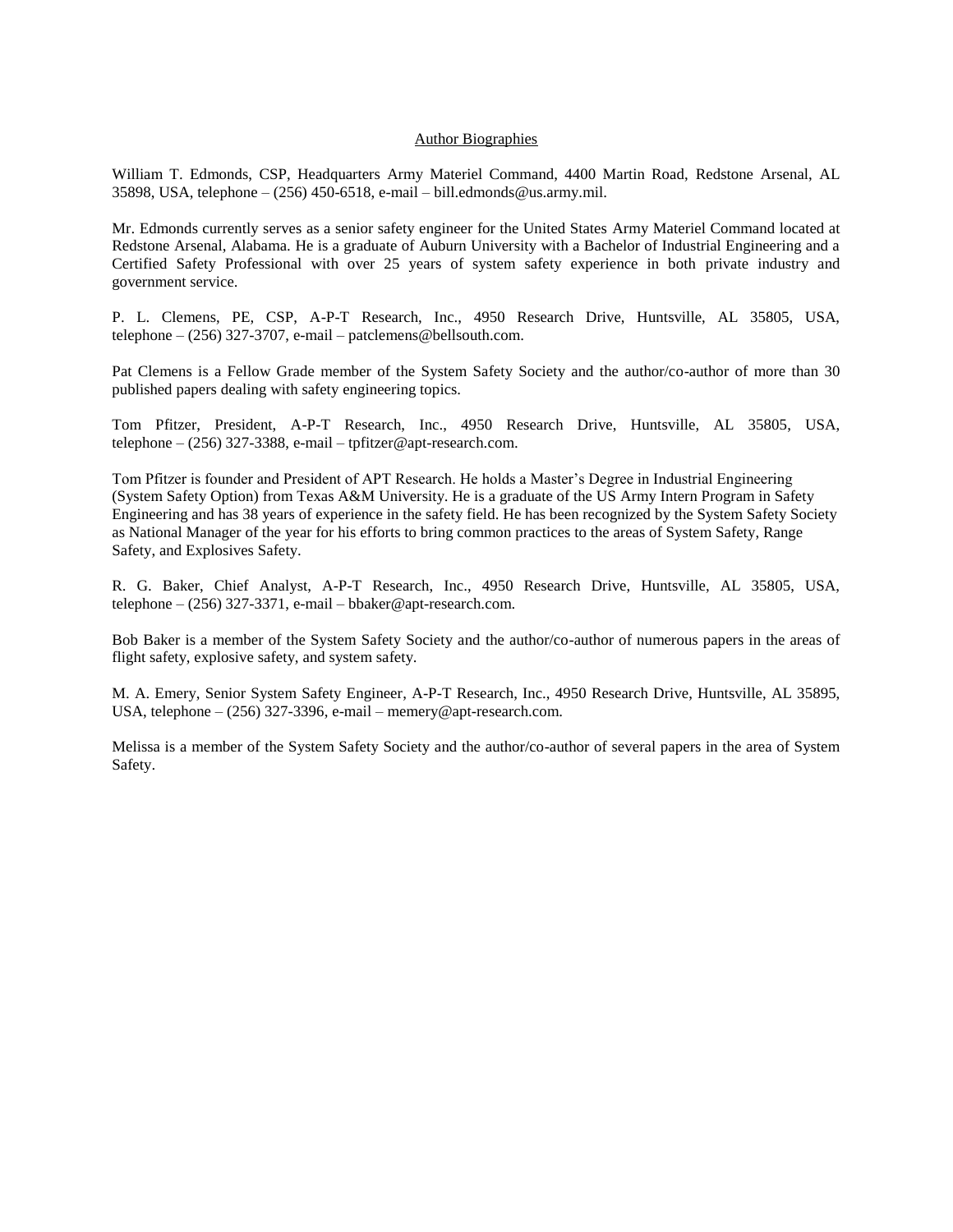## Author Biographies

William T. Edmonds, CSP, Headquarters Army Materiel Command, 4400 Martin Road, Redstone Arsenal, AL 35898, USA, telephone – (256) 450-6518, e-mail – bill.edmonds@us.army.mil.

Mr. Edmonds currently serves as a senior safety engineer for the United States Army Materiel Command located at Redstone Arsenal, Alabama. He is a graduate of Auburn University with a Bachelor of Industrial Engineering and a Certified Safety Professional with over 25 years of system safety experience in both private industry and government service.

P. L. Clemens, PE, CSP, A-P-T Research, Inc., 4950 Research Drive, Huntsville, AL 35805, USA, telephone – (256) 327-3707, e-mail – patclemens@bellsouth.com.

Pat Clemens is a Fellow Grade member of the System Safety Society and the author/co-author of more than 30 published papers dealing with safety engineering topics.

Tom Pfitzer, President, A-P-T Research, Inc., 4950 Research Drive, Huntsville, AL 35805, USA, telephone – (256) 327-3388, e-mail – tpfitzer@apt-research.com.

Tom Pfitzer is founder and President of APT Research. He holds a Master's Degree in Industrial Engineering (System Safety Option) from Texas A&M University. He is a graduate of the US Army Intern Program in Safety Engineering and has 38 years of experience in the safety field. He has been recognized by the System Safety Society as National Manager of the year for his efforts to bring common practices to the areas of System Safety, Range Safety, and Explosives Safety.

R. G. Baker, Chief Analyst, A-P-T Research, Inc., 4950 Research Drive, Huntsville, AL 35805, USA, telephone – (256) 327-3371, e-mail – bbaker@apt-research.com.

Bob Baker is a member of the System Safety Society and the author/co-author of numerous papers in the areas of flight safety, explosive safety, and system safety.

M. A. Emery, Senior System Safety Engineer, A-P-T Research, Inc., 4950 Research Drive, Huntsville, AL 35895, USA, telephone – (256) 327-3396, e-mail – memery@apt-research.com.

Melissa is a member of the System Safety Society and the author/co-author of several papers in the area of System Safety.